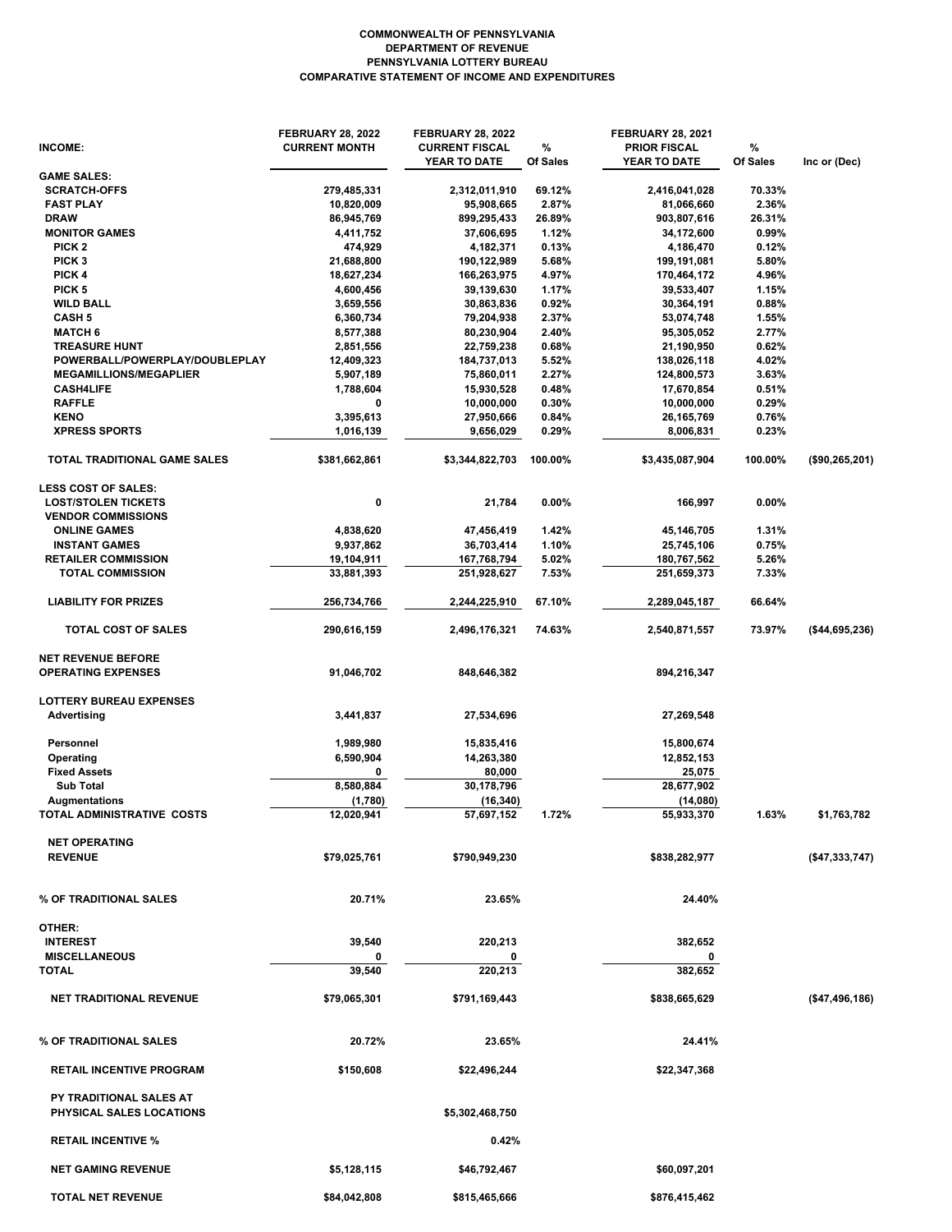**COMMONWEALTH OF PENNSYLVANIA**
**DEPARTMENT OF REVENUE**
**PENNSYLVANIA LOTTERY BUREAU**
**COMPARATIVE STATEMENT OF INCOME AND EXPENDITURES**

| INCOME: | FEBRUARY 28, 2022 CURRENT MONTH | FEBRUARY 28, 2022 CURRENT FISCAL YEAR TO DATE | % Of Sales | FEBRUARY 28, 2021 PRIOR FISCAL YEAR TO DATE | % Of Sales | Inc or (Dec) |
|---|---|---|---|---|---|---|
| **GAME SALES:** | | | | | | |
| SCRATCH-OFFS | 279,485,331 | 2,312,011,910 | 69.12% | 2,416,041,028 | 70.33% | |
| FAST PLAY | 10,820,009 | 95,908,665 | 2.87% | 81,066,660 | 2.36% | |
| DRAW | 86,945,769 | 899,295,433 | 26.89% | 903,807,616 | 26.31% | |
| MONITOR GAMES | 4,411,752 | 37,606,695 | 1.12% | 34,172,600 | 0.99% | |
| PICK 2 | 474,929 | 4,182,371 | 0.13% | 4,186,470 | 0.12% | |
| PICK 3 | 21,688,800 | 190,122,989 | 5.68% | 199,191,081 | 5.80% | |
| PICK 4 | 18,627,234 | 166,263,975 | 4.97% | 170,464,172 | 4.96% | |
| PICK 5 | 4,600,456 | 39,139,630 | 1.17% | 39,533,407 | 1.15% | |
| WILD BALL | 3,659,556 | 30,863,836 | 0.92% | 30,364,191 | 0.88% | |
| CASH 5 | 6,360,734 | 79,204,938 | 2.37% | 53,074,748 | 1.55% | |
| MATCH 6 | 8,577,388 | 80,230,904 | 2.40% | 95,305,052 | 2.77% | |
| TREASURE HUNT | 2,851,556 | 22,759,238 | 0.68% | 21,190,950 | 0.62% | |
| POWERBALL/POWERPLAY/DOUBLEPLAY | 12,409,323 | 184,737,013 | 5.52% | 138,026,118 | 4.02% | |
| MEGAMILLIONS/MEGAPLIER | 5,907,189 | 75,860,011 | 2.27% | 124,800,573 | 3.63% | |
| CASH4LIFE | 1,788,604 | 15,930,528 | 0.48% | 17,670,854 | 0.51% | |
| RAFFLE | 0 | 10,000,000 | 0.30% | 10,000,000 | 0.29% | |
| KENO | 3,395,613 | 27,950,666 | 0.84% | 26,165,769 | 0.76% | |
| XPRESS SPORTS | 1,016,139 | 9,656,029 | 0.29% | 8,006,831 | 0.23% | |
| **TOTAL TRADITIONAL GAME SALES** | $381,662,861 | $3,344,822,703 | 100.00% | $3,435,087,904 | 100.00% | ($90,265,201) |
| **LESS COST OF SALES:** | | | | | | |
| LOST/STOLEN TICKETS | 0 | 21,784 | 0.00% | 166,997 | 0.00% | |
| VENDOR COMMISSIONS | | | | | | |
| ONLINE GAMES | 4,838,620 | 47,456,419 | 1.42% | 45,146,705 | 1.31% | |
| INSTANT GAMES | 9,937,862 | 36,703,414 | 1.10% | 25,745,106 | 0.75% | |
| RETAILER COMMISSION | 19,104,911 | 167,768,794 | 5.02% | 180,767,562 | 5.26% | |
| TOTAL COMMISSION | 33,881,393 | 251,928,627 | 7.53% | 251,659,373 | 7.33% | |
| LIABILITY FOR PRIZES | 256,734,766 | 2,244,225,910 | 67.10% | 2,289,045,187 | 66.64% | |
| **TOTAL COST OF SALES** | 290,616,159 | 2,496,176,321 | 74.63% | 2,540,871,557 | 73.97% | ($44,695,236) |
| **NET REVENUE BEFORE OPERATING EXPENSES** | 91,046,702 | 848,646,382 | | 894,216,347 | | |
| **LOTTERY BUREAU EXPENSES** | | | | | | |
| Advertising | 3,441,837 | 27,534,696 | | 27,269,548 | | |
| Personnel | 1,989,980 | 15,835,416 | | 15,800,674 | | |
| Operating | 6,590,904 | 14,263,380 | | 12,852,153 | | |
| Fixed Assets | 0 | 80,000 | | 25,075 | | |
| Sub Total | 8,580,884 | 30,178,796 | | 28,677,902 | | |
| Augmentations | (1,780) | (16,340) | | (14,080) | | |
| **TOTAL ADMINISTRATIVE COSTS** | 12,020,941 | 57,697,152 | 1.72% | 55,933,370 | 1.63% | $1,763,782 |
| **NET OPERATING REVENUE** | $79,025,761 | $790,949,230 | | $838,282,977 | | ($47,333,747) |
| **% OF TRADITIONAL SALES** | 20.71% | 23.65% | | 24.40% | | |
| **OTHER:** | | | | | | |
| INTEREST | 39,540 | 220,213 | | 382,652 | | |
| MISCELLANEOUS | 0 | 0 | | 0 | | |
| **TOTAL** | 39,540 | 220,213 | | 382,652 | | |
| **NET TRADITIONAL REVENUE** | $79,065,301 | $791,169,443 | | $838,665,629 | | ($47,496,186) |
| **% OF TRADITIONAL SALES** | 20.72% | 23.65% | | 24.41% | | |
| **RETAIL INCENTIVE PROGRAM** | $150,608 | $22,496,244 | | $22,347,368 | | |
| **PY TRADITIONAL SALES AT PHYSICAL SALES LOCATIONS** | | $5,302,468,750 | | | | |
| **RETAIL INCENTIVE %** | | 0.42% | | | | |
| **NET GAMING REVENUE** | $5,128,115 | $46,792,467 | | $60,097,201 | | |
| **TOTAL NET REVENUE** | $84,042,808 | $815,465,666 | | $876,415,462 | | |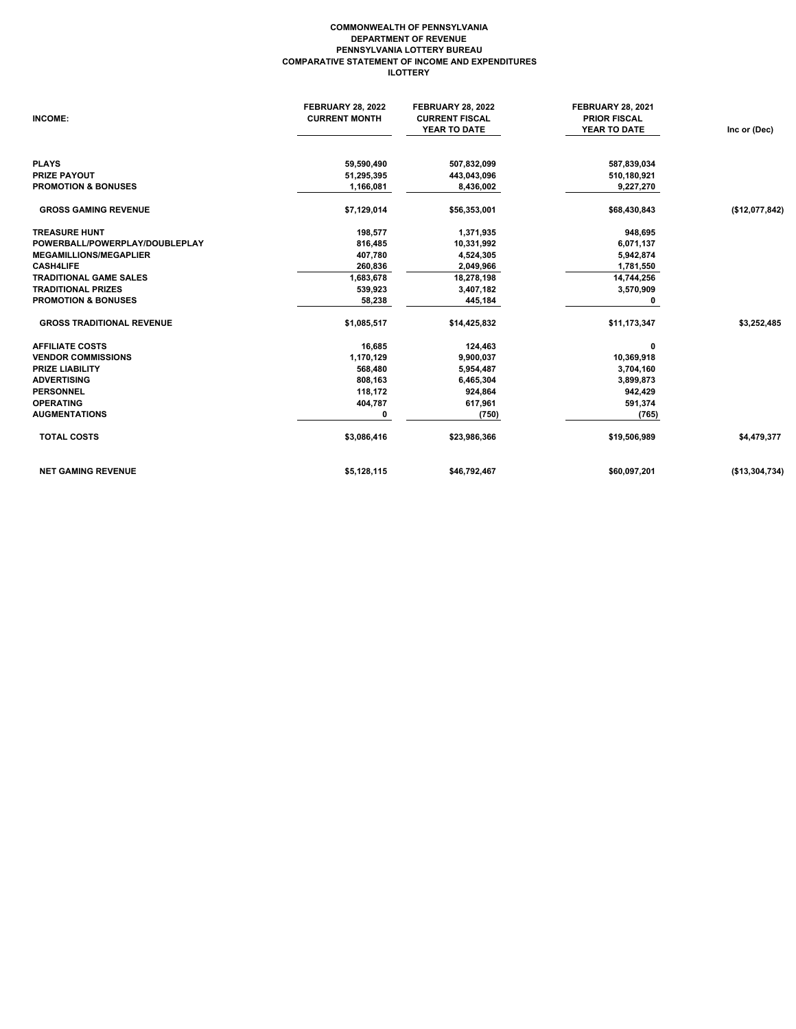**COMMONWEALTH OF PENNSYLVANIA**
**DEPARTMENT OF REVENUE**
**PENNSYLVANIA LOTTERY BUREAU**
**COMPARATIVE STATEMENT OF INCOME AND EXPENDITURES**
**ILOTTERY**

| INCOME: | FEBRUARY 28, 2022 CURRENT MONTH | FEBRUARY 28, 2022 CURRENT FISCAL YEAR TO DATE | FEBRUARY 28, 2021 PRIOR FISCAL YEAR TO DATE | Inc or (Dec) |
|---|---|---|---|---|
| **PLAYS** | 59,590,490 | 507,832,099 | 587,839,034 | |
| **PRIZE PAYOUT** | 51,295,395 | 443,043,096 | 510,180,921 | |
| **PROMOTION & BONUSES** | 1,166,081 | 8,436,002 | 9,227,270 | |
| **GROSS GAMING REVENUE** | $7,129,014 | $56,353,001 | $68,430,843 | ($12,077,842) |
| **TREASURE HUNT** | 198,577 | 1,371,935 | 948,695 | |
| **POWERBALL/POWERPLAY/DOUBLEPLAY** | 816,485 | 10,331,992 | 6,071,137 | |
| **MEGAMILLIONS/MEGAPLIER** | 407,780 | 4,524,305 | 5,942,874 | |
| **CASH4LIFE** | 260,836 | 2,049,966 | 1,781,550 | |
| **TRADITIONAL GAME SALES** | 1,683,678 | 18,278,198 | 14,744,256 | |
| **TRADITIONAL PRIZES** | 539,923 | 3,407,182 | 3,570,909 | |
| **PROMOTION & BONUSES** | 58,238 | 445,184 | 0 | |
| **GROSS TRADITIONAL REVENUE** | $1,085,517 | $14,425,832 | $11,173,347 | $3,252,485 |
| **AFFILIATE COSTS** | 16,685 | 124,463 | 0 | |
| **VENDOR COMMISSIONS** | 1,170,129 | 9,900,037 | 10,369,918 | |
| **PRIZE LIABILITY** | 568,480 | 5,954,487 | 3,704,160 | |
| **ADVERTISING** | 808,163 | 6,465,304 | 3,899,873 | |
| **PERSONNEL** | 118,172 | 924,864 | 942,429 | |
| **OPERATING** | 404,787 | 617,961 | 591,374 | |
| **AUGMENTATIONS** | 0 | (750) | (765) | |
| **TOTAL COSTS** | $3,086,416 | $23,986,366 | $19,506,989 | $4,479,377 |
| **NET GAMING REVENUE** | $5,128,115 | $46,792,467 | $60,097,201 | ($13,304,734) |